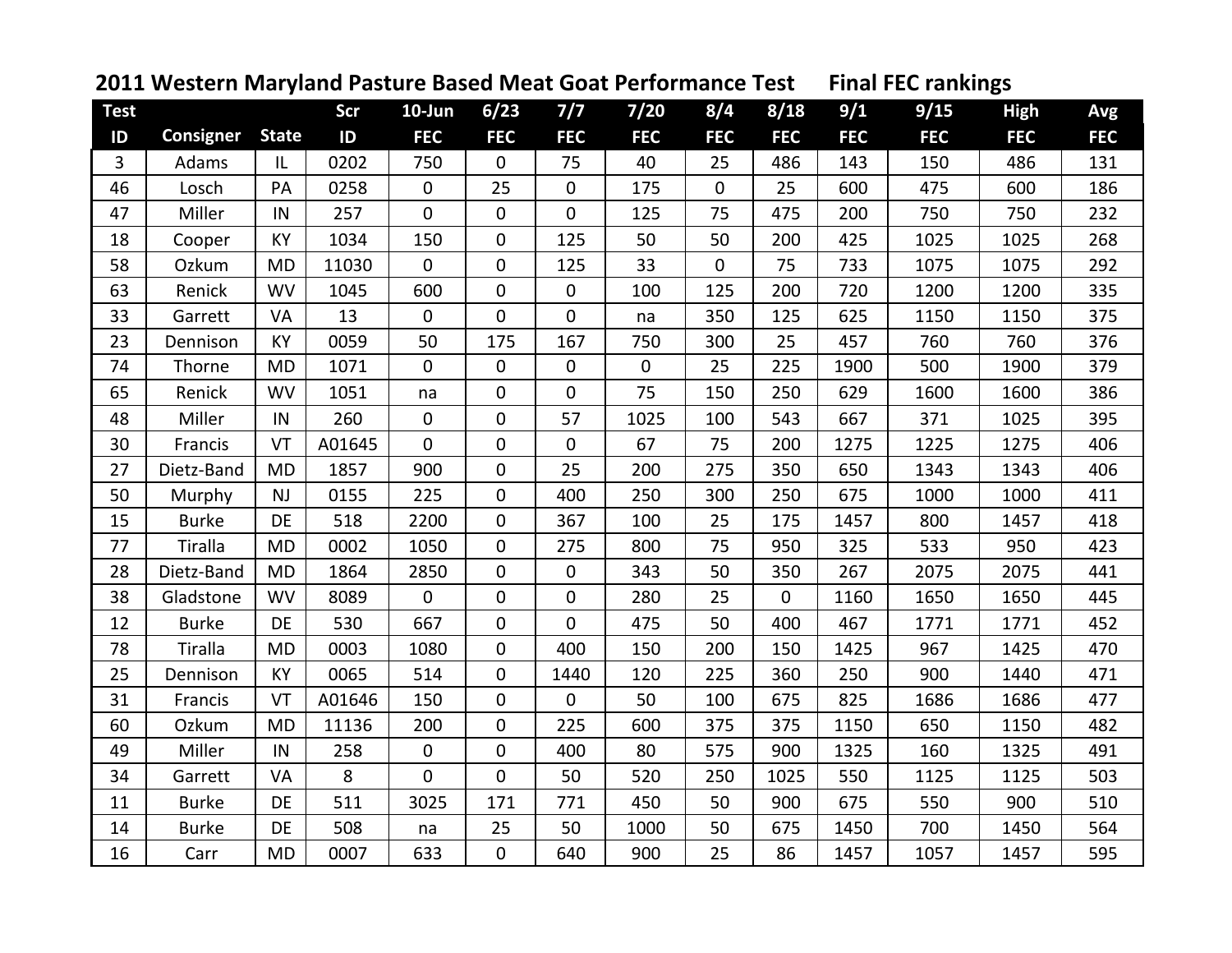## 2011 Western Maryland Pasture Based Meat Goat Performance Test     Final FEC rankings

| Test ID | Consigner | State | Scr ID | 10-Jun FEC | 6/23 FEC | 7/7 FEC | 7/20 FEC | 8/4 FEC | 8/18 FEC | 9/1 FEC | 9/15 FEC | High FEC | Avg FEC |
|---|---|---|---|---|---|---|---|---|---|---|---|---|---|
| 3 | Adams | IL | 0202 | 750 | 0 | 75 | 40 | 25 | 486 | 143 | 150 | 486 | 131 |
| 46 | Losch | PA | 0258 | 0 | 25 | 0 | 175 | 0 | 25 | 600 | 475 | 600 | 186 |
| 47 | Miller | IN | 257 | 0 | 0 | 0 | 125 | 75 | 475 | 200 | 750 | 750 | 232 |
| 18 | Cooper | KY | 1034 | 150 | 0 | 125 | 50 | 50 | 200 | 425 | 1025 | 1025 | 268 |
| 58 | Ozkum | MD | 11030 | 0 | 0 | 125 | 33 | 0 | 75 | 733 | 1075 | 1075 | 292 |
| 63 | Renick | WV | 1045 | 600 | 0 | 0 | 100 | 125 | 200 | 720 | 1200 | 1200 | 335 |
| 33 | Garrett | VA | 13 | 0 | 0 | 0 | na | 350 | 125 | 625 | 1150 | 1150 | 375 |
| 23 | Dennison | KY | 0059 | 50 | 175 | 167 | 750 | 300 | 25 | 457 | 760 | 760 | 376 |
| 74 | Thorne | MD | 1071 | 0 | 0 | 0 | 0 | 25 | 225 | 1900 | 500 | 1900 | 379 |
| 65 | Renick | WV | 1051 | na | 0 | 0 | 75 | 150 | 250 | 629 | 1600 | 1600 | 386 |
| 48 | Miller | IN | 260 | 0 | 0 | 57 | 1025 | 100 | 543 | 667 | 371 | 1025 | 395 |
| 30 | Francis | VT | A01645 | 0 | 0 | 0 | 67 | 75 | 200 | 1275 | 1225 | 1275 | 406 |
| 27 | Dietz-Band | MD | 1857 | 900 | 0 | 25 | 200 | 275 | 350 | 650 | 1343 | 1343 | 406 |
| 50 | Murphy | NJ | 0155 | 225 | 0 | 400 | 250 | 300 | 250 | 675 | 1000 | 1000 | 411 |
| 15 | Burke | DE | 518 | 2200 | 0 | 367 | 100 | 25 | 175 | 1457 | 800 | 1457 | 418 |
| 77 | Tiralla | MD | 0002 | 1050 | 0 | 275 | 800 | 75 | 950 | 325 | 533 | 950 | 423 |
| 28 | Dietz-Band | MD | 1864 | 2850 | 0 | 0 | 343 | 50 | 350 | 267 | 2075 | 2075 | 441 |
| 38 | Gladstone | WV | 8089 | 0 | 0 | 0 | 280 | 25 | 0 | 1160 | 1650 | 1650 | 445 |
| 12 | Burke | DE | 530 | 667 | 0 | 0 | 475 | 50 | 400 | 467 | 1771 | 1771 | 452 |
| 78 | Tiralla | MD | 0003 | 1080 | 0 | 400 | 150 | 200 | 150 | 1425 | 967 | 1425 | 470 |
| 25 | Dennison | KY | 0065 | 514 | 0 | 1440 | 120 | 225 | 360 | 250 | 900 | 1440 | 471 |
| 31 | Francis | VT | A01646 | 150 | 0 | 0 | 50 | 100 | 675 | 825 | 1686 | 1686 | 477 |
| 60 | Ozkum | MD | 11136 | 200 | 0 | 225 | 600 | 375 | 375 | 1150 | 650 | 1150 | 482 |
| 49 | Miller | IN | 258 | 0 | 0 | 400 | 80 | 575 | 900 | 1325 | 160 | 1325 | 491 |
| 34 | Garrett | VA | 8 | 0 | 0 | 50 | 520 | 250 | 1025 | 550 | 1125 | 1125 | 503 |
| 11 | Burke | DE | 511 | 3025 | 171 | 771 | 450 | 50 | 900 | 675 | 550 | 900 | 510 |
| 14 | Burke | DE | 508 | na | 25 | 50 | 1000 | 50 | 675 | 1450 | 700 | 1450 | 564 |
| 16 | Carr | MD | 0007 | 633 | 0 | 640 | 900 | 25 | 86 | 1457 | 1057 | 1457 | 595 |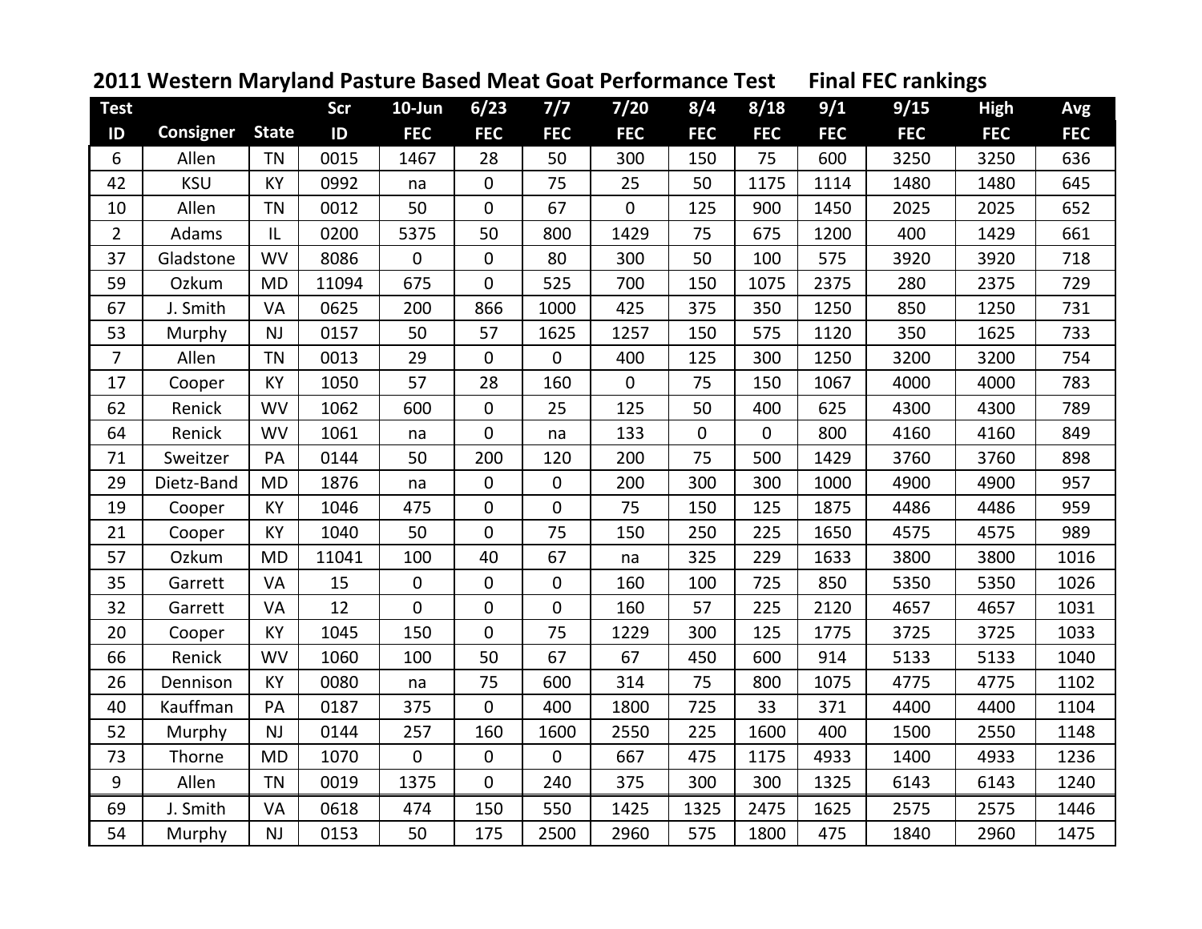## 2011 Western Maryland Pasture Based Meat Goat Performance Test Final FEC rankings

| Test ID | Consigner | State | Scr ID | 10-Jun FEC | 6/23 FEC | 7/7 FEC | 7/20 FEC | 8/4 FEC | 8/18 FEC | 9/1 FEC | 9/15 FEC | High FEC | Avg FEC |
|---|---|---|---|---|---|---|---|---|---|---|---|---|---|
| 6 | Allen | TN | 0015 | 1467 | 28 | 50 | 300 | 150 | 75 | 600 | 3250 | 3250 | 636 |
| 42 | KSU | KY | 0992 | na | 0 | 75 | 25 | 50 | 1175 | 1114 | 1480 | 1480 | 645 |
| 10 | Allen | TN | 0012 | 50 | 0 | 67 | 0 | 125 | 900 | 1450 | 2025 | 2025 | 652 |
| 2 | Adams | IL | 0200 | 5375 | 50 | 800 | 1429 | 75 | 675 | 1200 | 400 | 1429 | 661 |
| 37 | Gladstone | WV | 8086 | 0 | 0 | 80 | 300 | 50 | 100 | 575 | 3920 | 3920 | 718 |
| 59 | Ozkum | MD | 11094 | 675 | 0 | 525 | 700 | 150 | 1075 | 2375 | 280 | 2375 | 729 |
| 67 | J. Smith | VA | 0625 | 200 | 866 | 1000 | 425 | 375 | 350 | 1250 | 850 | 1250 | 731 |
| 53 | Murphy | NJ | 0157 | 50 | 57 | 1625 | 1257 | 150 | 575 | 1120 | 350 | 1625 | 733 |
| 7 | Allen | TN | 0013 | 29 | 0 | 0 | 400 | 125 | 300 | 1250 | 3200 | 3200 | 754 |
| 17 | Cooper | KY | 1050 | 57 | 28 | 160 | 0 | 75 | 150 | 1067 | 4000 | 4000 | 783 |
| 62 | Renick | WV | 1062 | 600 | 0 | 25 | 125 | 50 | 400 | 625 | 4300 | 4300 | 789 |
| 64 | Renick | WV | 1061 | na | 0 | na | 133 | 0 | 0 | 800 | 4160 | 4160 | 849 |
| 71 | Sweitzer | PA | 0144 | 50 | 200 | 120 | 200 | 75 | 500 | 1429 | 3760 | 3760 | 898 |
| 29 | Dietz-Band | MD | 1876 | na | 0 | 0 | 200 | 300 | 300 | 1000 | 4900 | 4900 | 957 |
| 19 | Cooper | KY | 1046 | 475 | 0 | 0 | 75 | 150 | 125 | 1875 | 4486 | 4486 | 959 |
| 21 | Cooper | KY | 1040 | 50 | 0 | 75 | 150 | 250 | 225 | 1650 | 4575 | 4575 | 989 |
| 57 | Ozkum | MD | 11041 | 100 | 40 | 67 | na | 325 | 229 | 1633 | 3800 | 3800 | 1016 |
| 35 | Garrett | VA | 15 | 0 | 0 | 0 | 160 | 100 | 725 | 850 | 5350 | 5350 | 1026 |
| 32 | Garrett | VA | 12 | 0 | 0 | 0 | 160 | 57 | 225 | 2120 | 4657 | 4657 | 1031 |
| 20 | Cooper | KY | 1045 | 150 | 0 | 75 | 1229 | 300 | 125 | 1775 | 3725 | 3725 | 1033 |
| 66 | Renick | WV | 1060 | 100 | 50 | 67 | 67 | 450 | 600 | 914 | 5133 | 5133 | 1040 |
| 26 | Dennison | KY | 0080 | na | 75 | 600 | 314 | 75 | 800 | 1075 | 4775 | 4775 | 1102 |
| 40 | Kauffman | PA | 0187 | 375 | 0 | 400 | 1800 | 725 | 33 | 371 | 4400 | 4400 | 1104 |
| 52 | Murphy | NJ | 0144 | 257 | 160 | 1600 | 2550 | 225 | 1600 | 400 | 1500 | 2550 | 1148 |
| 73 | Thorne | MD | 1070 | 0 | 0 | 0 | 667 | 475 | 1175 | 4933 | 1400 | 4933 | 1236 |
| 9 | Allen | TN | 0019 | 1375 | 0 | 240 | 375 | 300 | 300 | 1325 | 6143 | 6143 | 1240 |
| 69 | J. Smith | VA | 0618 | 474 | 150 | 550 | 1425 | 1325 | 2475 | 1625 | 2575 | 2575 | 1446 |
| 54 | Murphy | NJ | 0153 | 50 | 175 | 2500 | 2960 | 575 | 1800 | 475 | 1840 | 2960 | 1475 |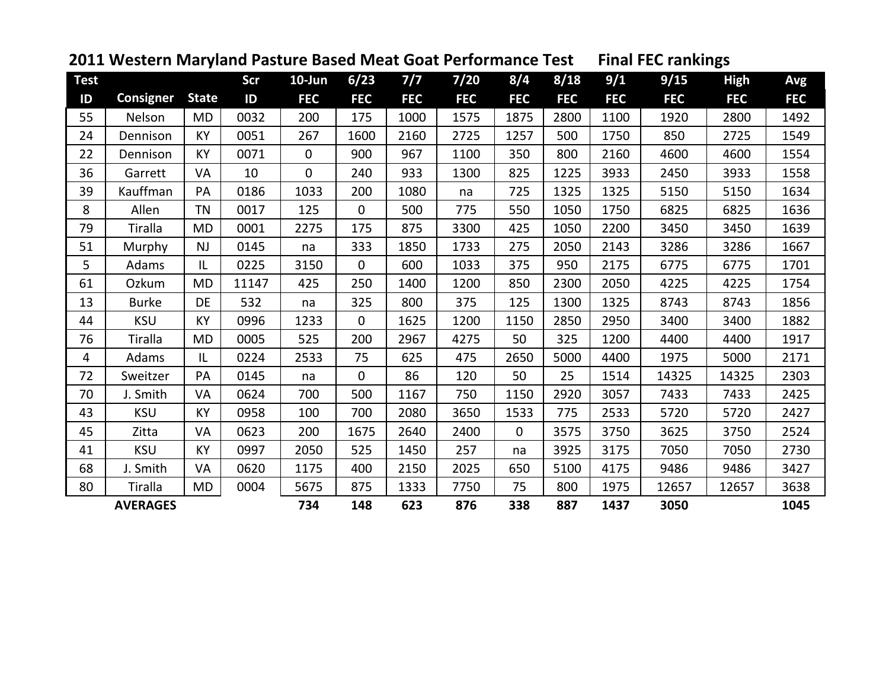## 2011 Western Maryland Pasture Based Meat Goat Performance Test Final FEC rankings

| Test ID | Consigner | State | Scr ID | 10-Jun FEC | 6/23 FEC | 7/7 FEC | 7/20 FEC | 8/4 FEC | 8/18 FEC | 9/1 FEC | 9/15 FEC | High FEC | Avg FEC |
|---|---|---|---|---|---|---|---|---|---|---|---|---|---|
| 55 | Nelson | MD | 0032 | 200 | 175 | 1000 | 1575 | 1875 | 2800 | 1100 | 1920 | 2800 | 1492 |
| 24 | Dennison | KY | 0051 | 267 | 1600 | 2160 | 2725 | 1257 | 500 | 1750 | 850 | 2725 | 1549 |
| 22 | Dennison | KY | 0071 | 0 | 900 | 967 | 1100 | 350 | 800 | 2160 | 4600 | 4600 | 1554 |
| 36 | Garrett | VA | 10 | 0 | 240 | 933 | 1300 | 825 | 1225 | 3933 | 2450 | 3933 | 1558 |
| 39 | Kauffman | PA | 0186 | 1033 | 200 | 1080 | na | 725 | 1325 | 1325 | 5150 | 5150 | 1634 |
| 8 | Allen | TN | 0017 | 125 | 0 | 500 | 775 | 550 | 1050 | 1750 | 6825 | 6825 | 1636 |
| 79 | Tiralla | MD | 0001 | 2275 | 175 | 875 | 3300 | 425 | 1050 | 2200 | 3450 | 3450 | 1639 |
| 51 | Murphy | NJ | 0145 | na | 333 | 1850 | 1733 | 275 | 2050 | 2143 | 3286 | 3286 | 1667 |
| 5 | Adams | IL | 0225 | 3150 | 0 | 600 | 1033 | 375 | 950 | 2175 | 6775 | 6775 | 1701 |
| 61 | Ozkum | MD | 11147 | 425 | 250 | 1400 | 1200 | 850 | 2300 | 2050 | 4225 | 4225 | 1754 |
| 13 | Burke | DE | 532 | na | 325 | 800 | 375 | 125 | 1300 | 1325 | 8743 | 8743 | 1856 |
| 44 | KSU | KY | 0996 | 1233 | 0 | 1625 | 1200 | 1150 | 2850 | 2950 | 3400 | 3400 | 1882 |
| 76 | Tiralla | MD | 0005 | 525 | 200 | 2967 | 4275 | 50 | 325 | 1200 | 4400 | 4400 | 1917 |
| 4 | Adams | IL | 0224 | 2533 | 75 | 625 | 475 | 2650 | 5000 | 4400 | 1975 | 5000 | 2171 |
| 72 | Sweitzer | PA | 0145 | na | 0 | 86 | 120 | 50 | 25 | 1514 | 14325 | 14325 | 2303 |
| 70 | J. Smith | VA | 0624 | 700 | 500 | 1167 | 750 | 1150 | 2920 | 3057 | 7433 | 7433 | 2425 |
| 43 | KSU | KY | 0958 | 100 | 700 | 2080 | 3650 | 1533 | 775 | 2533 | 5720 | 5720 | 2427 |
| 45 | Zitta | VA | 0623 | 200 | 1675 | 2640 | 2400 | 0 | 3575 | 3750 | 3625 | 3750 | 2524 |
| 41 | KSU | KY | 0997 | 2050 | 525 | 1450 | 257 | na | 3925 | 3175 | 7050 | 7050 | 2730 |
| 68 | J. Smith | VA | 0620 | 1175 | 400 | 2150 | 2025 | 650 | 5100 | 4175 | 9486 | 9486 | 3427 |
| 80 | Tiralla | MD | 0004 | 5675 | 875 | 1333 | 7750 | 75 | 800 | 1975 | 12657 | 12657 | 3638 |
| | **AVERAGES** | | | **734** | **148** | **623** | **876** | **338** | **887** | **1437** | **3050** | | **1045** |